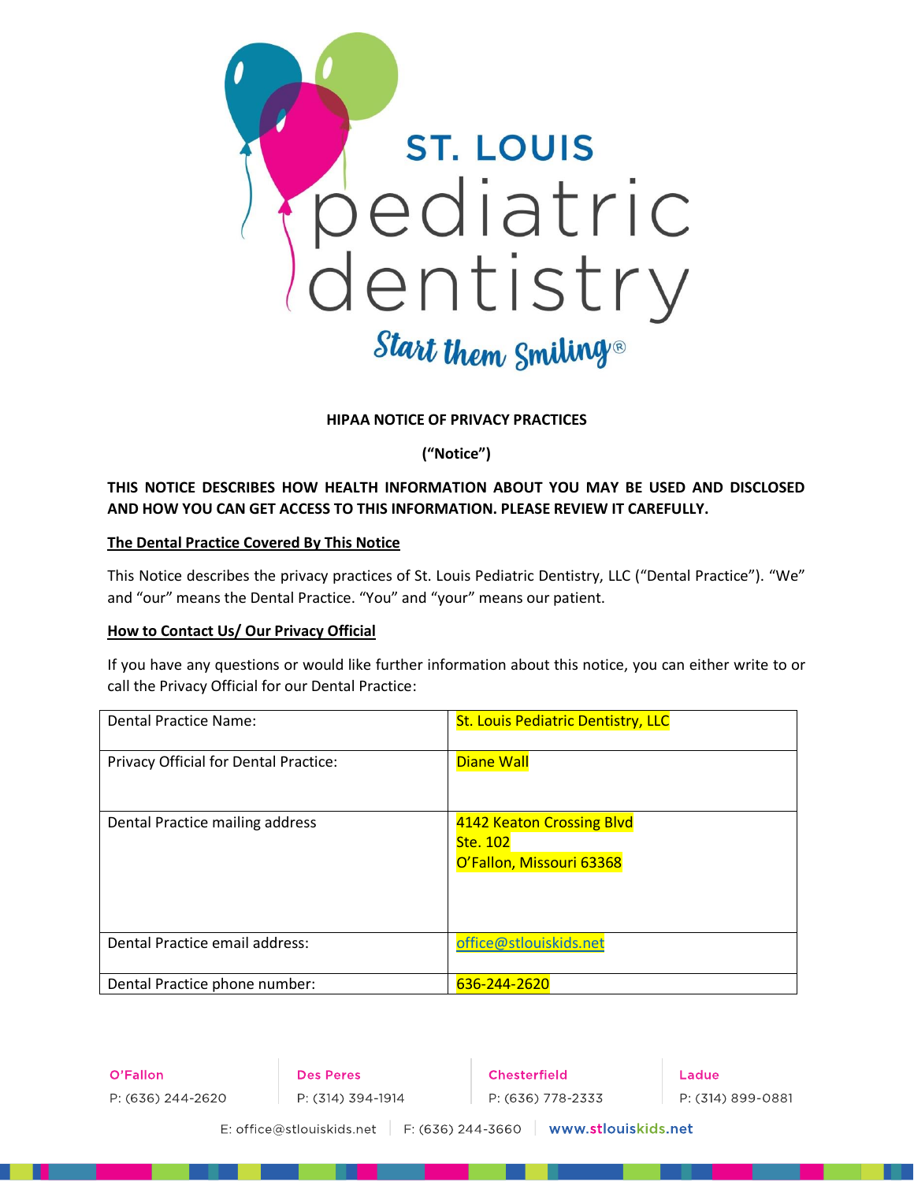# HIPAA NOTICE OF PRIVACY PRACTICES

**("Notice")**

**THIS NOTICE DESCRIBES HOW HEALTH INFORMATION ABOUT YOU MAY BE USED AND DISCLOSED AND HOW YOU CAN GET ACCESS TO THIS INFORMATION. PLEASE REVIEW IT CAREFULLY.**

## The Dental Practice Covered By This Notice

This Notice describes the privacy practices of St. Louis Pediatric Dentistry, LLC ("Dental Practice"). "We" and "our" means the Dental Practice. "You" and "your" means our patient.

## How to Contact Us/ Our Privacy Official

If you have any questions or would like further information about this notice, you can either write to or call the Privacy Official for our Dental Practice:

| | |
|---|---|
| Dental Practice Name: | St. Louis Pediatric Dentistry, LLC |
| Privacy Official for Dental Practice: | Diane Wall |
| Dental Practice mailing address | 4142 Keaton Crossing Blvd<br>Ste. 102<br>O'Fallon, Missouri 63368 |
| Dental Practice email address: | office@stlouiskids.net |
| Dental Practice phone number: | 636-244-2620 |

O'Fallon P: (636) 244-2620 | Des Peres P: (314) 394-1914 | Chesterfield P: (636) 778-2333 | Ladue P: (314) 899-0881

E: office@stlouiskids.net | F: (636) 244-3660 | www.stlouiskids.net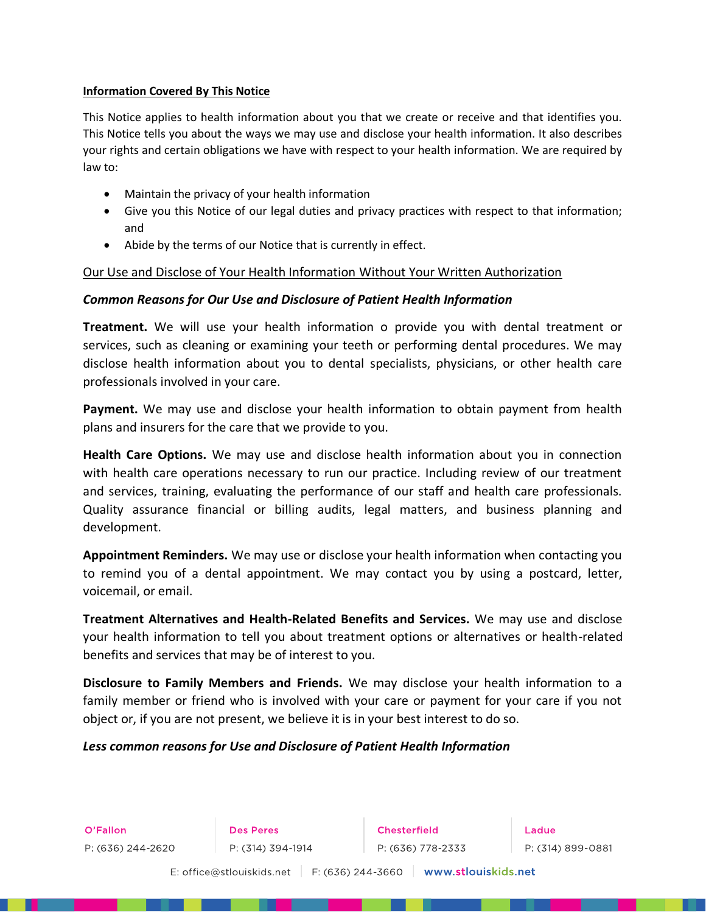**Information Covered By This Notice**

This Notice applies to health information about you that we create or receive and that identifies you. This Notice tells you about the ways we may use and disclose your health information. It also describes your rights and certain obligations we have with respect to your health information. We are required by law to:

- Maintain the privacy of your health information
- Give you this Notice of our legal duties and privacy practices with respect to that information; and
- Abide by the terms of our Notice that is currently in effect.

Our Use and Disclose of Your Health Information Without Your Written Authorization

***Common Reasons for Our Use and Disclosure of Patient Health Information***

**Treatment.** We will use your health information o provide you with dental treatment or services, such as cleaning or examining your teeth or performing dental procedures. We may disclose health information about you to dental specialists, physicians, or other health care professionals involved in your care.

**Payment.** We may use and disclose your health information to obtain payment from health plans and insurers for the care that we provide to you.

**Health Care Options.** We may use and disclose health information about you in connection with health care operations necessary to run our practice. Including review of our treatment and services, training, evaluating the performance of our staff and health care professionals. Quality assurance financial or billing audits, legal matters, and business planning and development.

**Appointment Reminders.** We may use or disclose your health information when contacting you to remind you of a dental appointment. We may contact you by using a postcard, letter, voicemail, or email.

**Treatment Alternatives and Health-Related Benefits and Services.** We may use and disclose your health information to tell you about treatment options or alternatives or health-related benefits and services that may be of interest to you.

**Disclosure to Family Members and Friends.** We may disclose your health information to a family member or friend who is involved with your care or payment for your care if you not object or, if you are not present, we believe it is in your best interest to do so.

***Less common reasons for Use and Disclosure of Patient Health Information***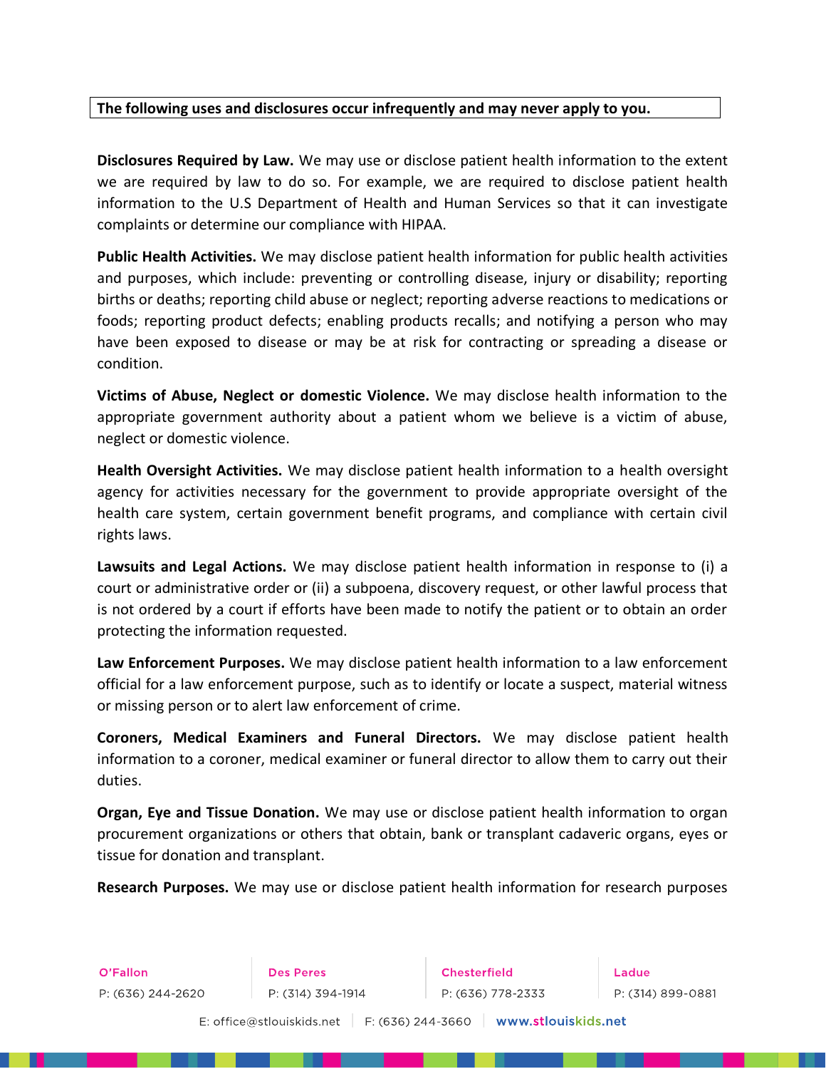**The following uses and disclosures occur infrequently and may never apply to you.**

**Disclosures Required by Law.** We may use or disclose patient health information to the extent we are required by law to do so. For example, we are required to disclose patient health information to the U.S Department of Health and Human Services so that it can investigate complaints or determine our compliance with HIPAA.

**Public Health Activities.** We may disclose patient health information for public health activities and purposes, which include: preventing or controlling disease, injury or disability; reporting births or deaths; reporting child abuse or neglect; reporting adverse reactions to medications or foods; reporting product defects; enabling products recalls; and notifying a person who may have been exposed to disease or may be at risk for contracting or spreading a disease or condition.

**Victims of Abuse, Neglect or domestic Violence.** We may disclose health information to the appropriate government authority about a patient whom we believe is a victim of abuse, neglect or domestic violence.

**Health Oversight Activities.** We may disclose patient health information to a health oversight agency for activities necessary for the government to provide appropriate oversight of the health care system, certain government benefit programs, and compliance with certain civil rights laws.

**Lawsuits and Legal Actions.** We may disclose patient health information in response to (i) a court or administrative order or (ii) a subpoena, discovery request, or other lawful process that is not ordered by a court if efforts have been made to notify the patient or to obtain an order protecting the information requested.

**Law Enforcement Purposes.** We may disclose patient health information to a law enforcement official for a law enforcement purpose, such as to identify or locate a suspect, material witness or missing person or to alert law enforcement of crime.

**Coroners, Medical Examiners and Funeral Directors.** We may disclose patient health information to a coroner, medical examiner or funeral director to allow them to carry out their duties.

**Organ, Eye and Tissue Donation.** We may use or disclose patient health information to organ procurement organizations or others that obtain, bank or transplant cadaveric organs, eyes or tissue for donation and transplant.

**Research Purposes.** We may use or disclose patient health information for research purposes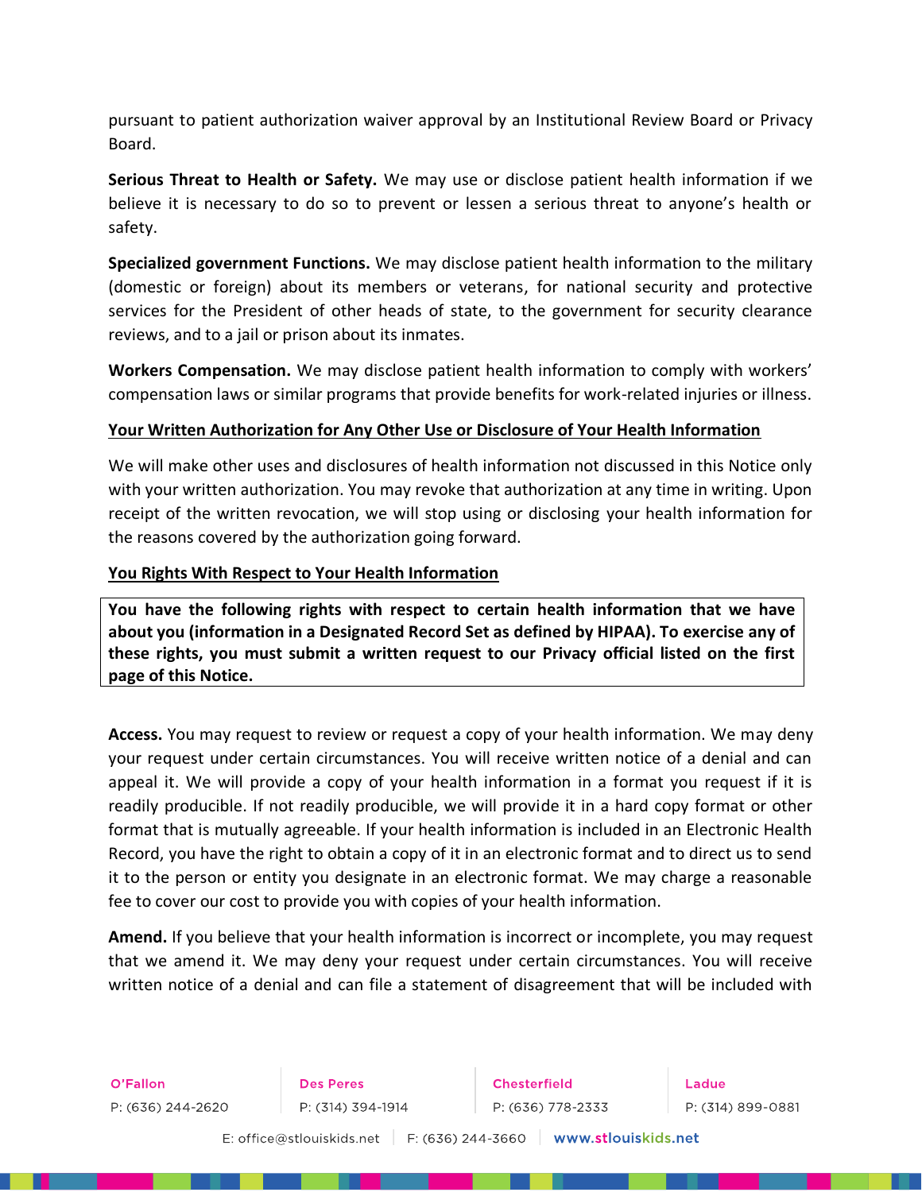pursuant to patient authorization waiver approval by an Institutional Review Board or Privacy Board.

**Serious Threat to Health or Safety.** We may use or disclose patient health information if we believe it is necessary to do so to prevent or lessen a serious threat to anyone's health or safety.

**Specialized government Functions.** We may disclose patient health information to the military (domestic or foreign) about its members or veterans, for national security and protective services for the President of other heads of state, to the government for security clearance reviews, and to a jail or prison about its inmates.

**Workers Compensation.** We may disclose patient health information to comply with workers' compensation laws or similar programs that provide benefits for work-related injuries or illness.

**Your Written Authorization for Any Other Use or Disclosure of Your Health Information**

We will make other uses and disclosures of health information not discussed in this Notice only with your written authorization. You may revoke that authorization at any time in writing. Upon receipt of the written revocation, we will stop using or disclosing your health information for the reasons covered by the authorization going forward.

**You Rights With Respect to Your Health Information**

**You have the following rights with respect to certain health information that we have about you (information in a Designated Record Set as defined by HIPAA). To exercise any of these rights, you must submit a written request to our Privacy official listed on the first page of this Notice.**

**Access.** You may request to review or request a copy of your health information. We may deny your request under certain circumstances. You will receive written notice of a denial and can appeal it. We will provide a copy of your health information in a format you request if it is readily producible. If not readily producible, we will provide it in a hard copy format or other format that is mutually agreeable. If your health information is included in an Electronic Health Record, you have the right to obtain a copy of it in an electronic format and to direct us to send it to the person or entity you designate in an electronic format. We may charge a reasonable fee to cover our cost to provide you with copies of your health information.

**Amend.** If you believe that your health information is incorrect or incomplete, you may request that we amend it. We may deny your request under certain circumstances. You will receive written notice of a denial and can file a statement of disagreement that will be included with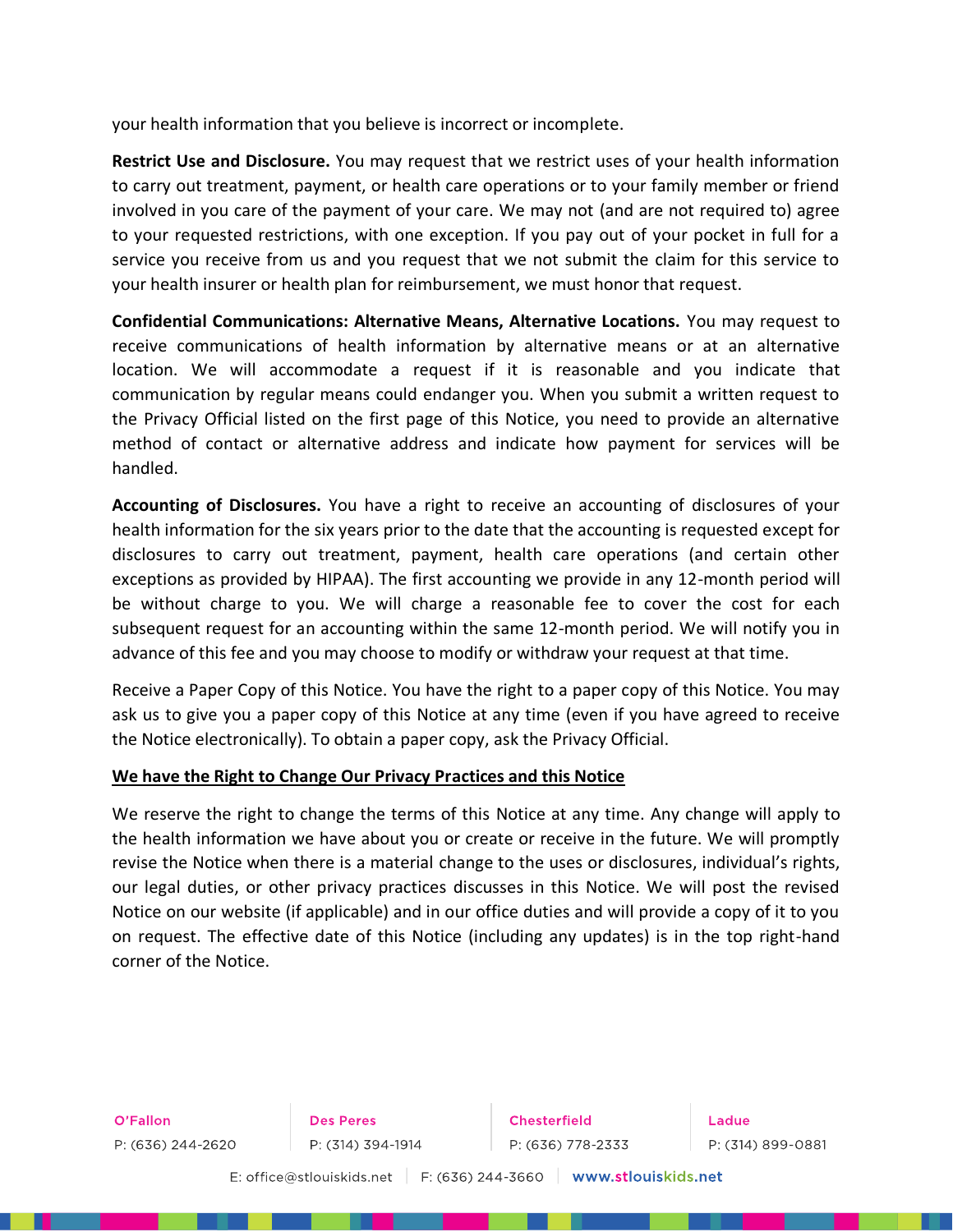your health information that you believe is incorrect or incomplete.

**Restrict Use and Disclosure.** You may request that we restrict uses of your health information to carry out treatment, payment, or health care operations or to your family member or friend involved in you care of the payment of your care. We may not (and are not required to) agree to your requested restrictions, with one exception. If you pay out of your pocket in full for a service you receive from us and you request that we not submit the claim for this service to your health insurer or health plan for reimbursement, we must honor that request.

**Confidential Communications: Alternative Means, Alternative Locations.** You may request to receive communications of health information by alternative means or at an alternative location. We will accommodate a request if it is reasonable and you indicate that communication by regular means could endanger you. When you submit a written request to the Privacy Official listed on the first page of this Notice, you need to provide an alternative method of contact or alternative address and indicate how payment for services will be handled.

**Accounting of Disclosures.** You have a right to receive an accounting of disclosures of your health information for the six years prior to the date that the accounting is requested except for disclosures to carry out treatment, payment, health care operations (and certain other exceptions as provided by HIPAA). The first accounting we provide in any 12-month period will be without charge to you. We will charge a reasonable fee to cover the cost for each subsequent request for an accounting within the same 12-month period. We will notify you in advance of this fee and you may choose to modify or withdraw your request at that time.

Receive a Paper Copy of this Notice. You have the right to a paper copy of this Notice. You may ask us to give you a paper copy of this Notice at any time (even if you have agreed to receive the Notice electronically). To obtain a paper copy, ask the Privacy Official.

**<u>We have the Right to Change Our Privacy Practices and this Notice</u>**

We reserve the right to change the terms of this Notice at any time. Any change will apply to the health information we have about you or create or receive in the future. We will promptly revise the Notice when there is a material change to the uses or disclosures, individual's rights, our legal duties, or other privacy practices discusses in this Notice. We will post the revised Notice on our website (if applicable) and in our office duties and will provide a copy of it to you on request. The effective date of this Notice (including any updates) is in the top right-hand corner of the Notice.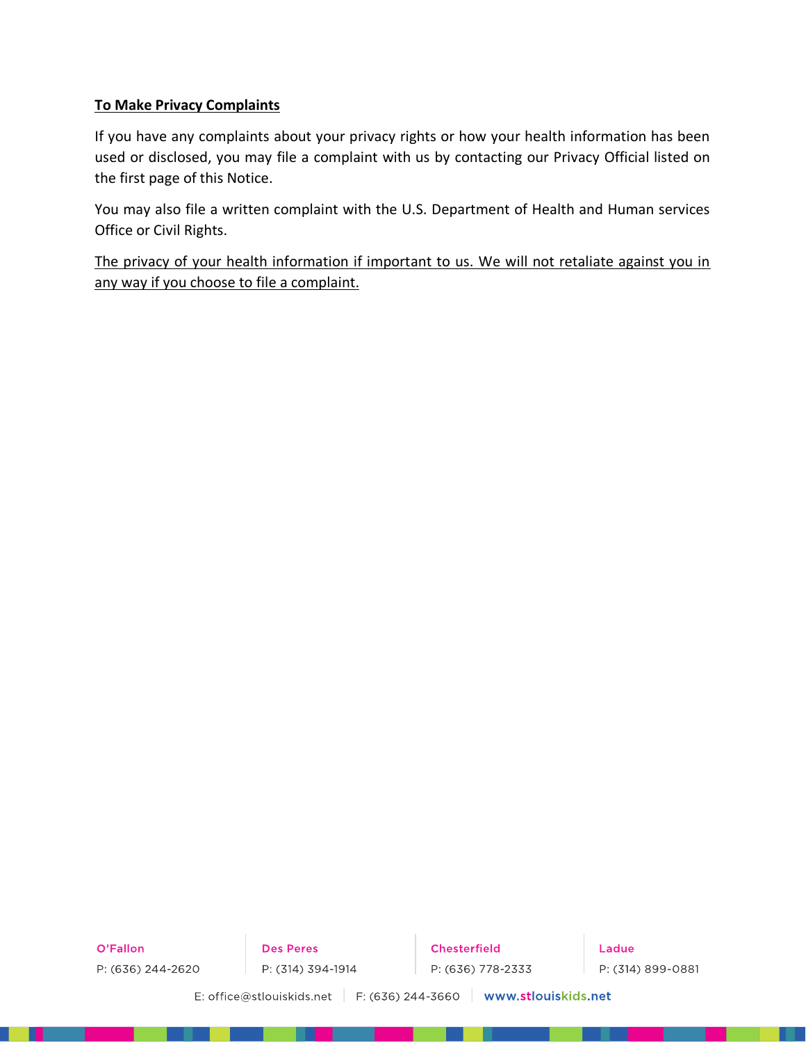**To Make Privacy Complaints**

If you have any complaints about your privacy rights or how your health information has been used or disclosed, you may file a complaint with us by contacting our Privacy Official listed on the first page of this Notice.

You may also file a written complaint with the U.S. Department of Health and Human services Office or Civil Rights.

The privacy of your health information if important to us. We will not retaliate against you in any way if you choose to file a complaint.